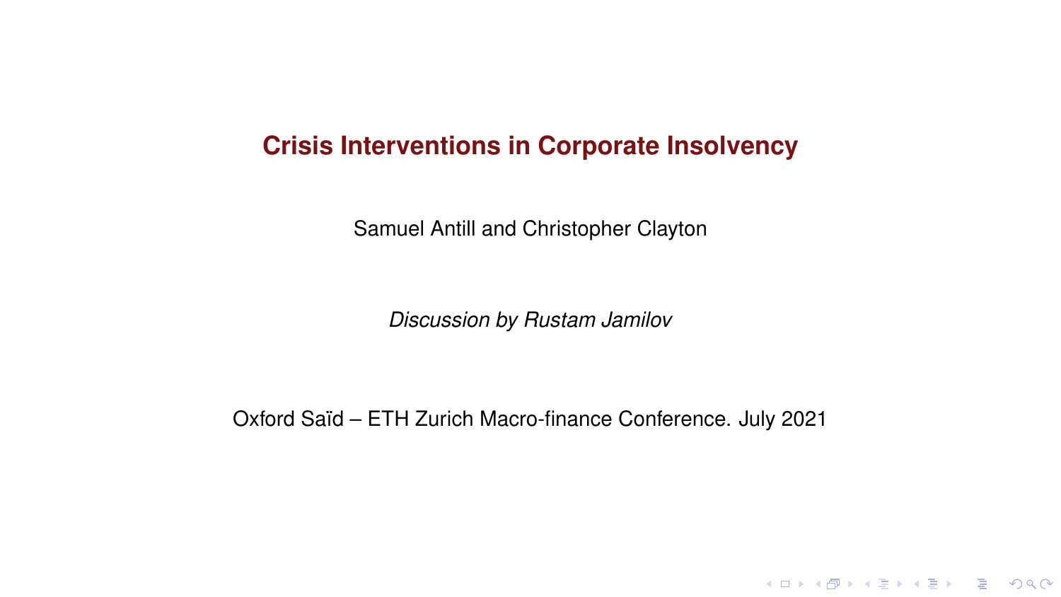# Crisis Interventions in Corporate Insolvency

Samuel Antill and Christopher Clayton

*Discussion by Rustam Jamilov*

Oxford Saïd – ETH Zurich Macro-finance Conference. July 2021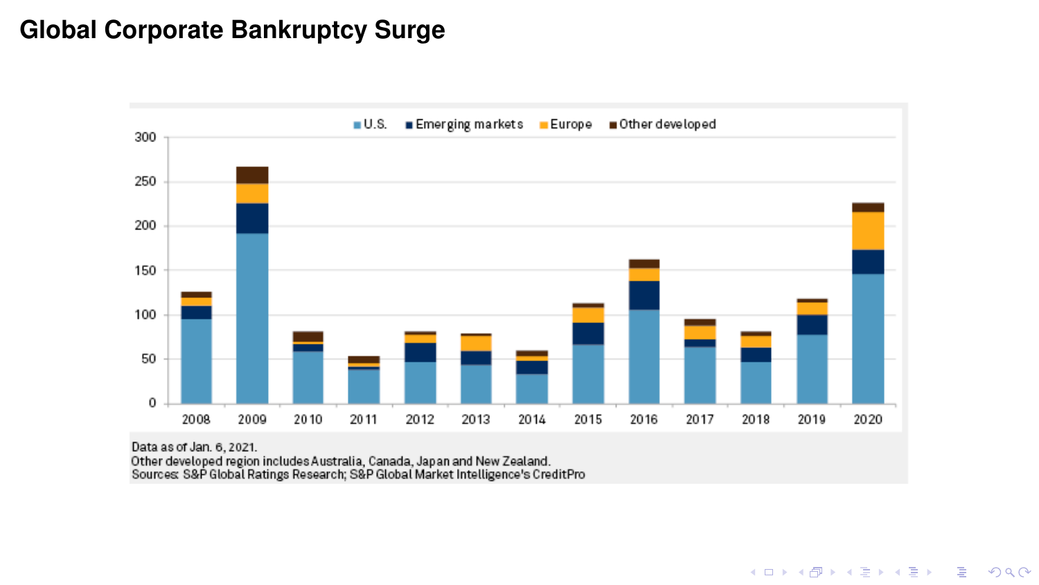# Global Corporate Bankruptcy Surge

Data as of Jan. 6, 2021.
Other developed region includes Australia, Canada, Japan and New Zealand.
Sources: S&P Global Ratings Research; S&P Global Market Intelligence's CreditPro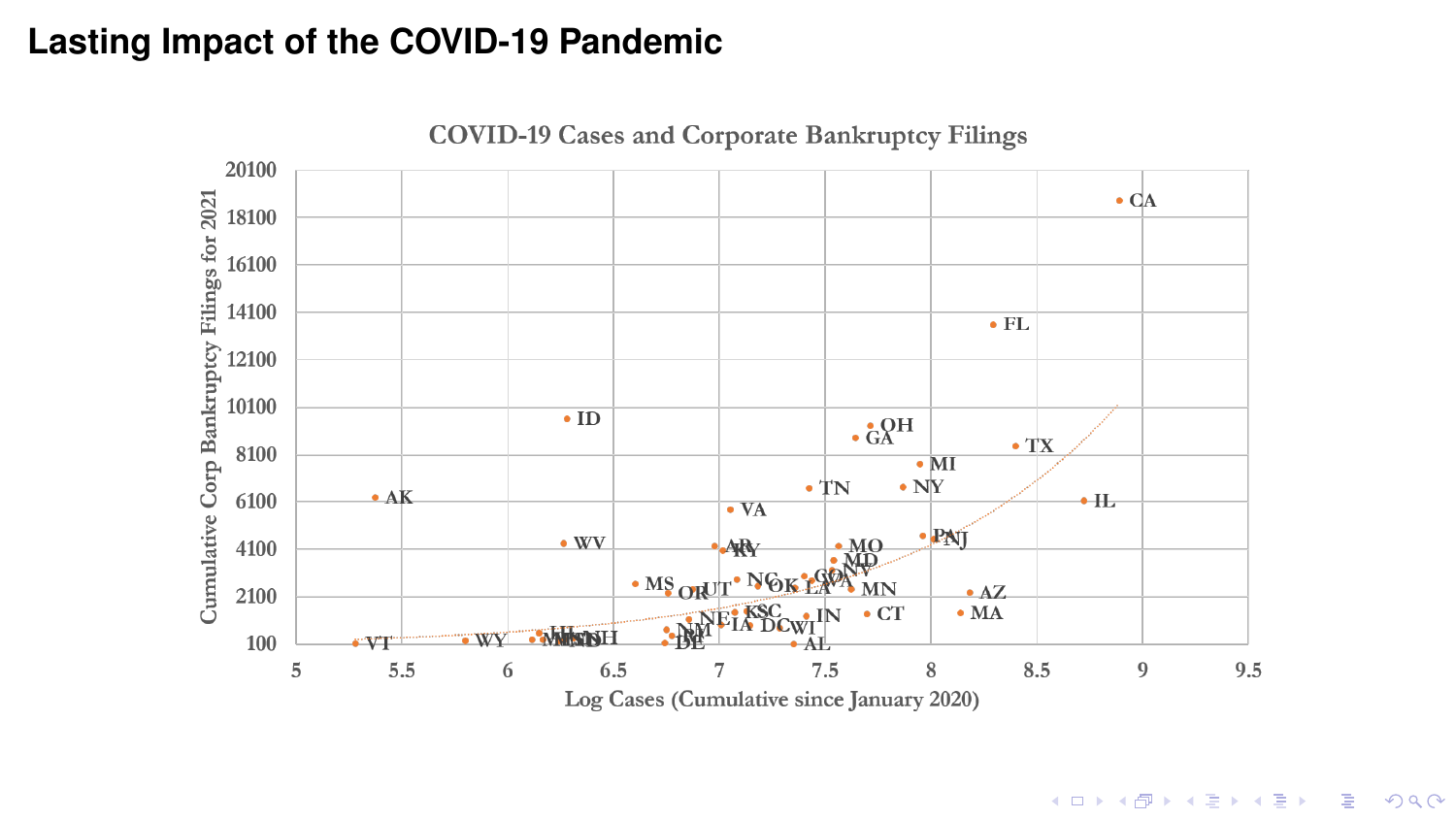# Lasting Impact of the COVID-19 Pandemic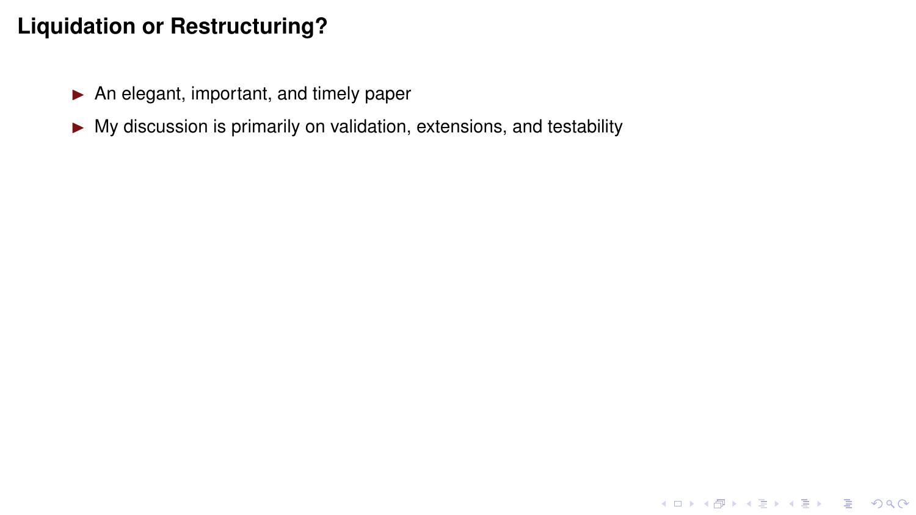# Liquidation or Restructuring?

- An elegant, important, and timely paper
- My discussion is primarily on validation, extensions, and testability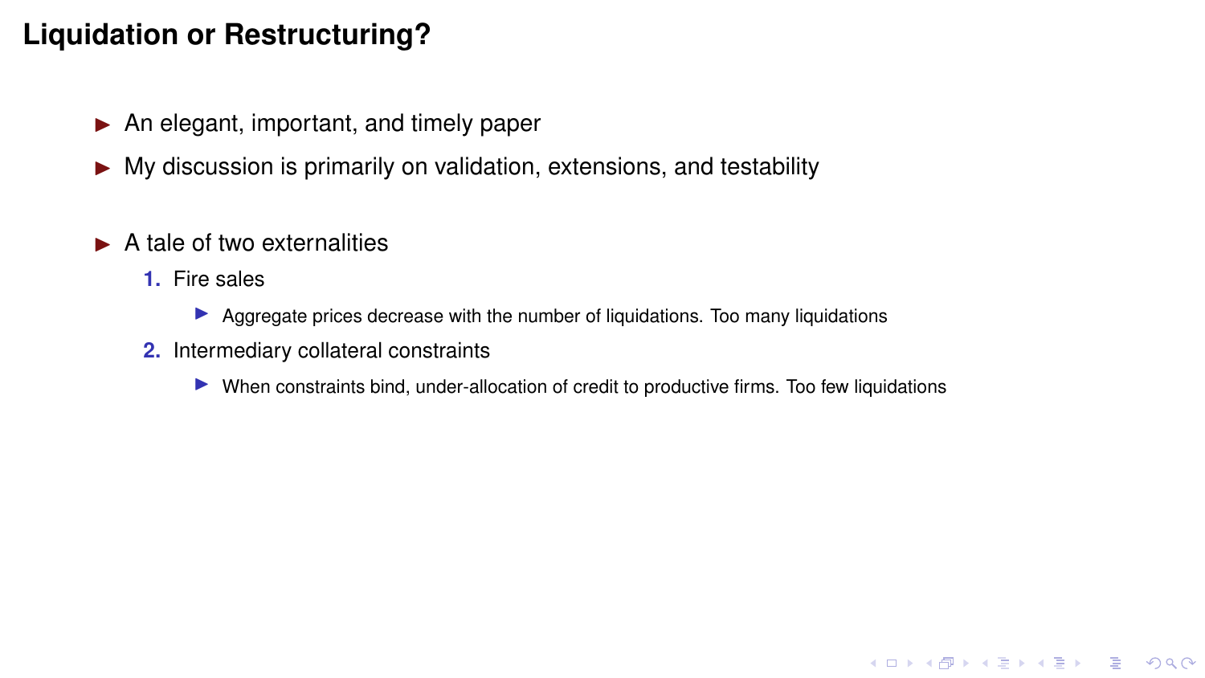# Liquidation or Restructuring?

- An elegant, important, and timely paper
- My discussion is primarily on validation, extensions, and testability

- A tale of two externalities
  1. Fire sales
     - Aggregate prices decrease with the number of liquidations. Too many liquidations
  2. Intermediary collateral constraints
     - When constraints bind, under-allocation of credit to productive firms. Too few liquidations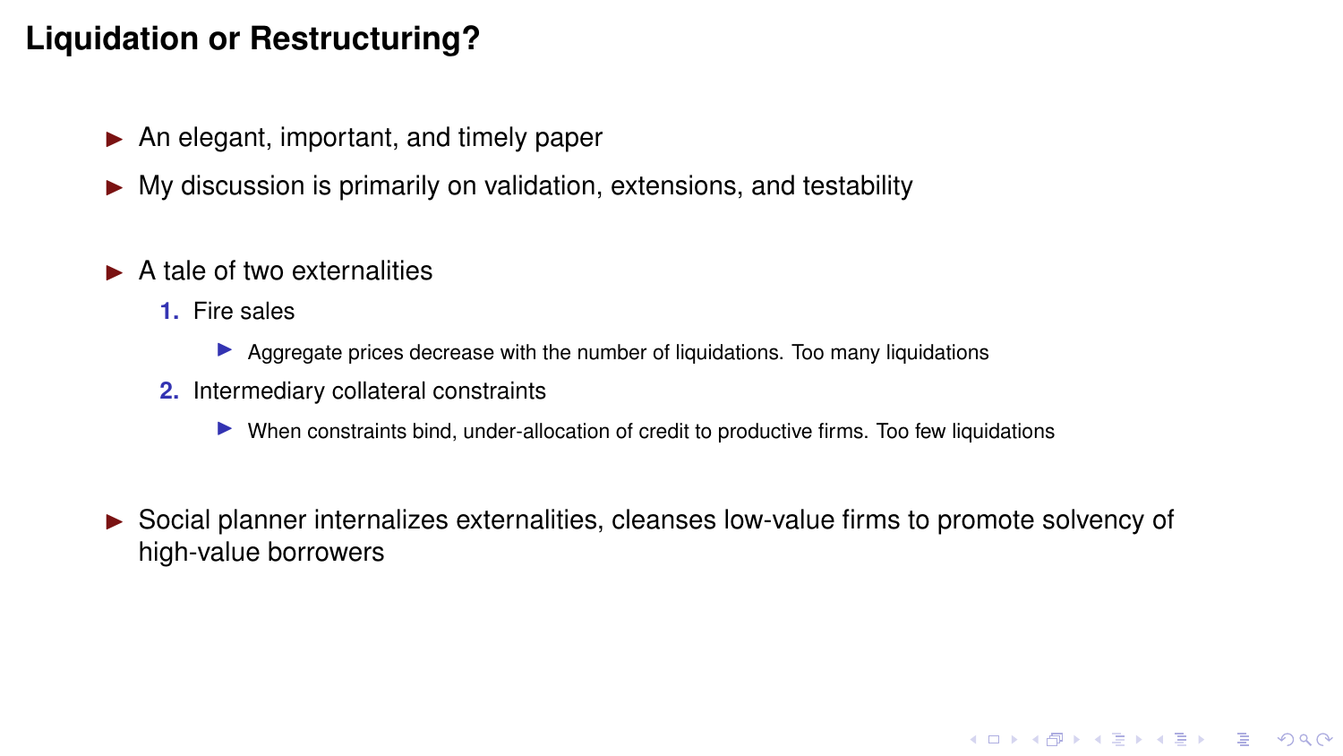# Liquidation or Restructuring?

- An elegant, important, and timely paper
- My discussion is primarily on validation, extensions, and testability

- A tale of two externalities
  1. Fire sales
     - Aggregate prices decrease with the number of liquidations. Too many liquidations
  2. Intermediary collateral constraints
     - When constraints bind, under-allocation of credit to productive firms. Too few liquidations

- Social planner internalizes externalities, cleanses low-value firms to promote solvency of high-value borrowers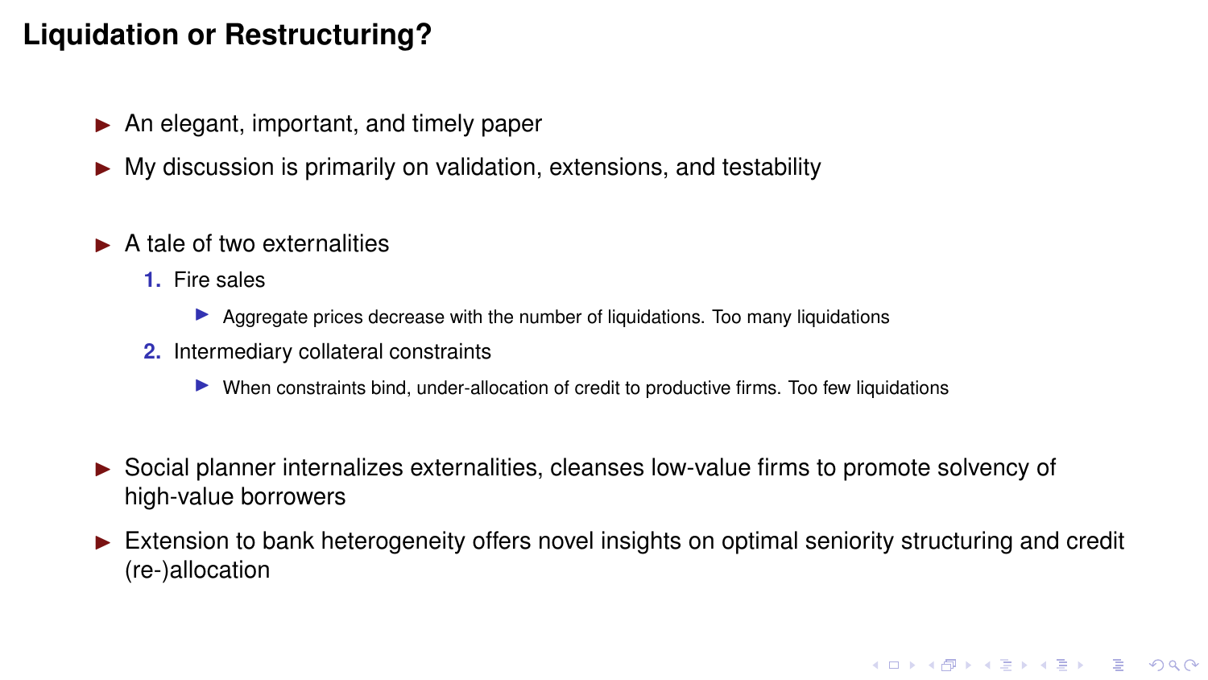# Liquidation or Restructuring?

- An elegant, important, and timely paper
- My discussion is primarily on validation, extensions, and testability

- A tale of two externalities
  1. Fire sales
     - Aggregate prices decrease with the number of liquidations. Too many liquidations
  2. Intermediary collateral constraints
     - When constraints bind, under-allocation of credit to productive firms. Too few liquidations

- Social planner internalizes externalities, cleanses low-value firms to promote solvency of high-value borrowers
- Extension to bank heterogeneity offers novel insights on optimal seniority structuring and credit (re-)allocation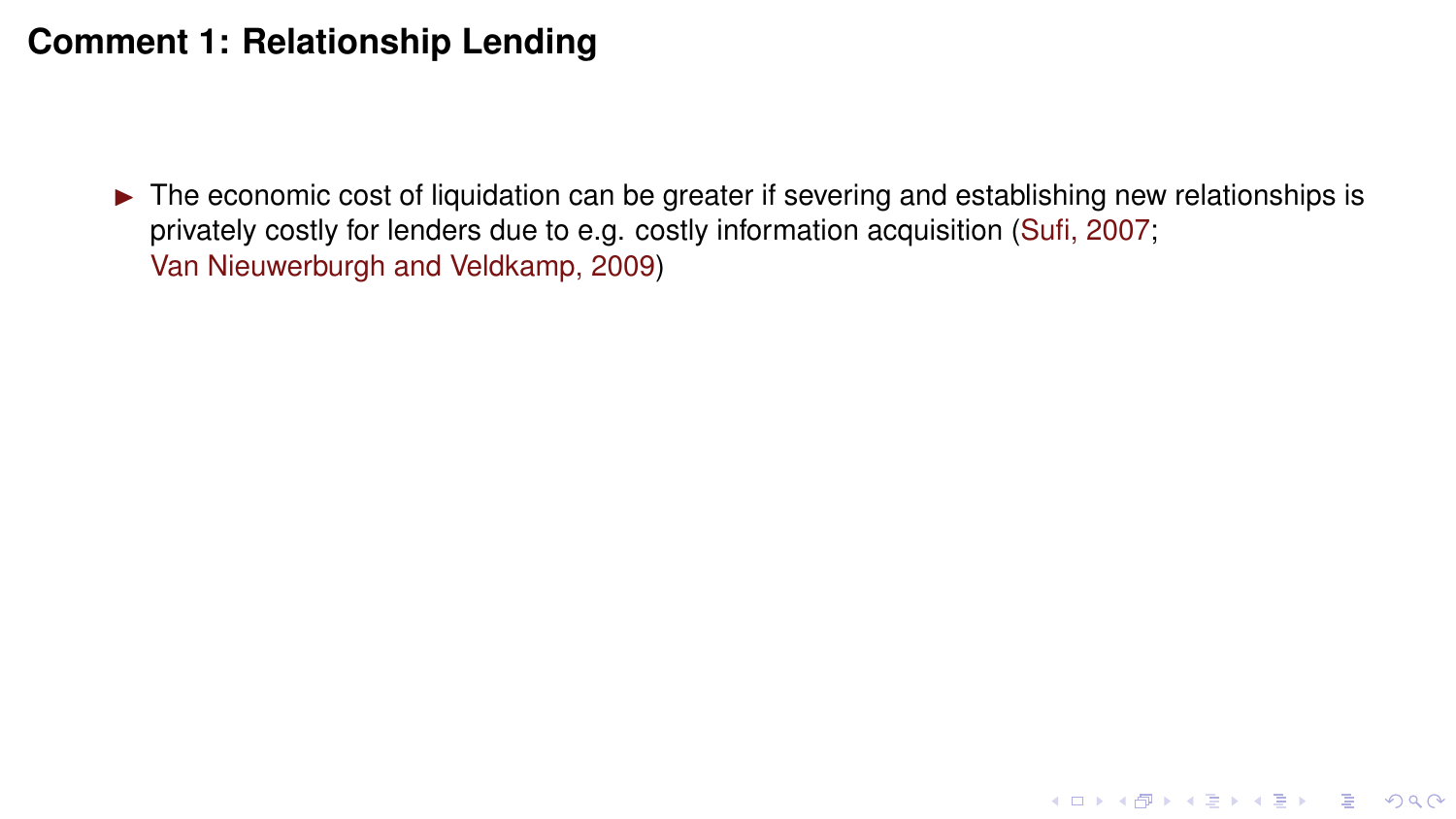# Comment 1: Relationship Lending

- The economic cost of liquidation can be greater if severing and establishing new relationships is privately costly for lenders due to e.g. costly information acquisition (Sufi, 2007; Van Nieuwerburgh and Veldkamp, 2009)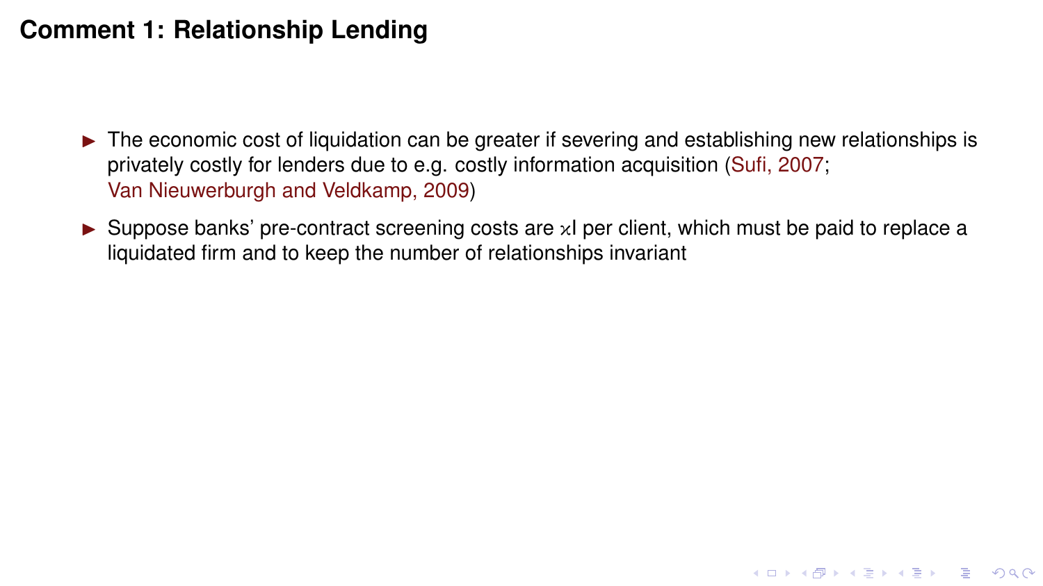# Comment 1: Relationship Lending

- The economic cost of liquidation can be greater if severing and establishing new relationships is privately costly for lenders due to e.g. costly information acquisition (Sufi, 2007; Van Nieuwerburgh and Veldkamp, 2009)
- Suppose banks' pre-contract screening costs are $\varkappa I$ per client, which must be paid to replace a liquidated firm and to keep the number of relationships invariant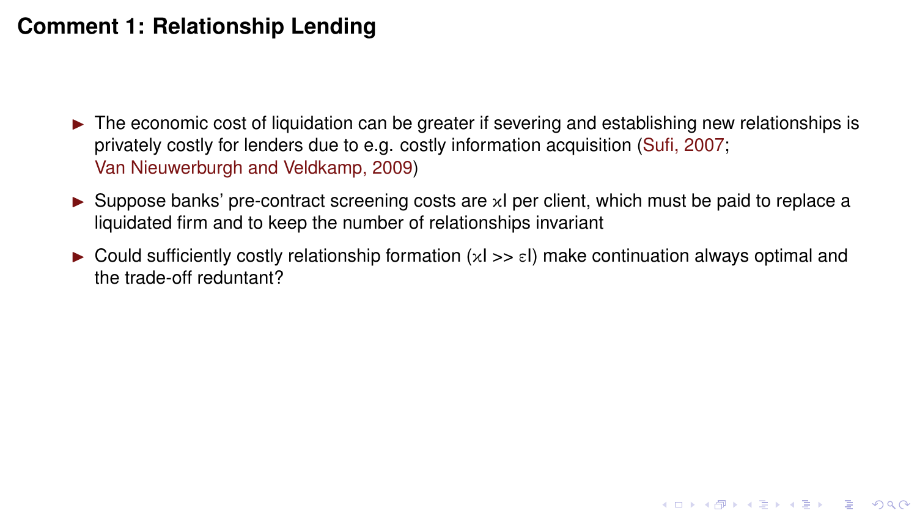# Comment 1: Relationship Lending

- The economic cost of liquidation can be greater if severing and establishing new relationships is privately costly for lenders due to e.g. costly information acquisition (Sufi, 2007; Van Nieuwerburgh and Veldkamp, 2009)
- Suppose banks' pre-contract screening costs are $\varkappa I$ per client, which must be paid to replace a liquidated firm and to keep the number of relationships invariant
- Could sufficiently costly relationship formation ($\varkappa I >> \varepsilon I$) make continuation always optimal and the trade-off reduntant?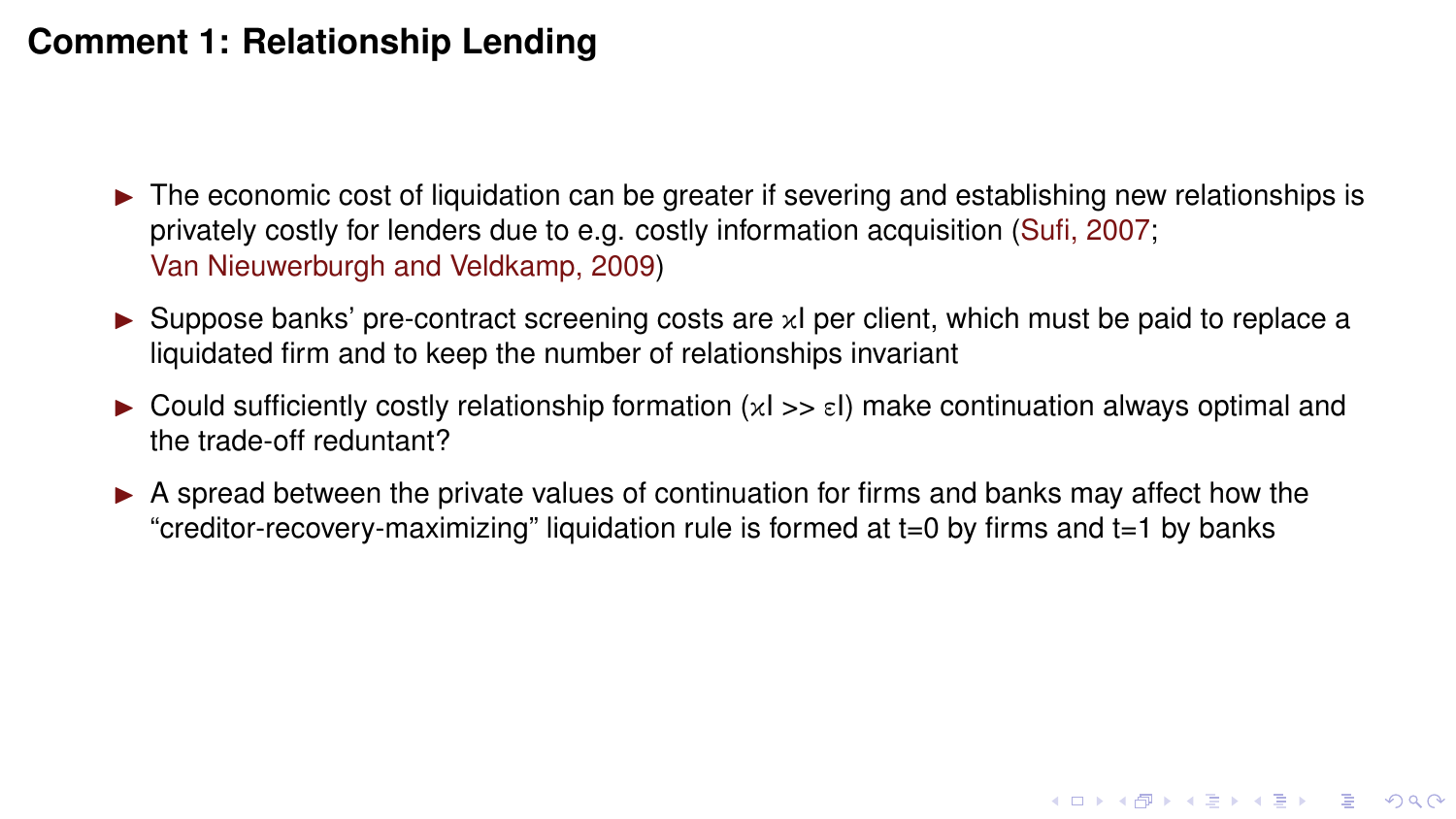# Comment 1: Relationship Lending

- The economic cost of liquidation can be greater if severing and establishing new relationships is privately costly for lenders due to e.g. costly information acquisition (Sufi, 2007; Van Nieuwerburgh and Veldkamp, 2009)
- Suppose banks' pre-contract screening costs are $\varkappa I$ per client, which must be paid to replace a liquidated firm and to keep the number of relationships invariant
- Could sufficiently costly relationship formation ($\varkappa I >> \varepsilon I$) make continuation always optimal and the trade-off reduntant?
- A spread between the private values of continuation for firms and banks may affect how the "creditor-recovery-maximizing" liquidation rule is formed at t=0 by firms and t=1 by banks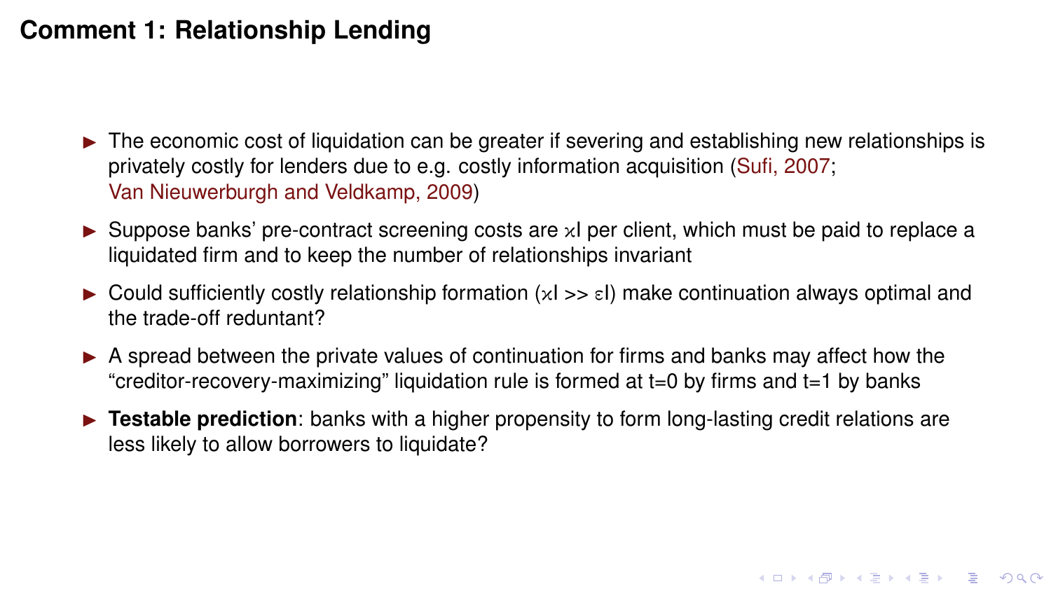# Comment 1: Relationship Lending

- The economic cost of liquidation can be greater if severing and establishing new relationships is privately costly for lenders due to e.g. costly information acquisition (Sufi, 2007; Van Nieuwerburgh and Veldkamp, 2009)
- Suppose banks' pre-contract screening costs are $\varkappa I$ per client, which must be paid to replace a liquidated firm and to keep the number of relationships invariant
- Could sufficiently costly relationship formation ($\varkappa I >> \varepsilon I$) make continuation always optimal and the trade-off reduntant?
- A spread between the private values of continuation for firms and banks may affect how the "creditor-recovery-maximizing" liquidation rule is formed at t=0 by firms and t=1 by banks
- **Testable prediction**: banks with a higher propensity to form long-lasting credit relations are less likely to allow borrowers to liquidate?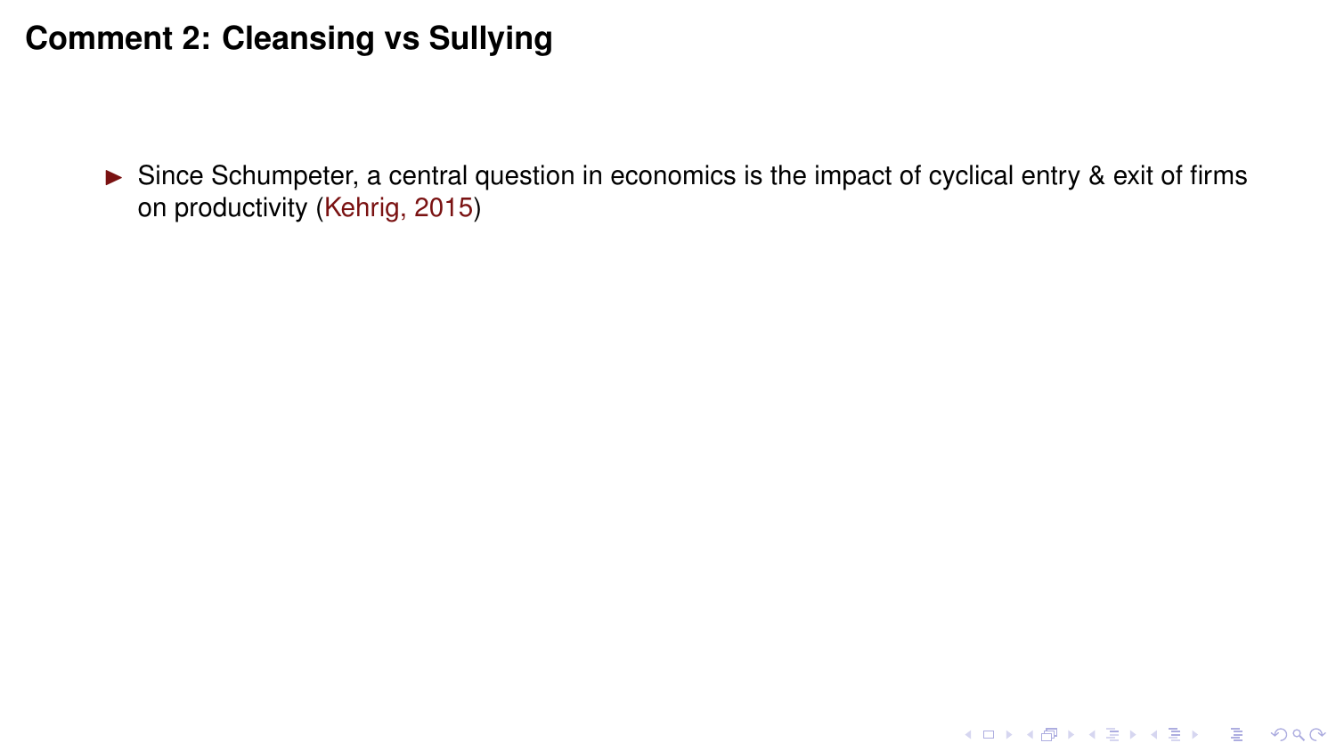# Comment 2: Cleansing vs Sullying

- Since Schumpeter, a central question in economics is the impact of cyclical entry & exit of firms on productivity (Kehrig, 2015)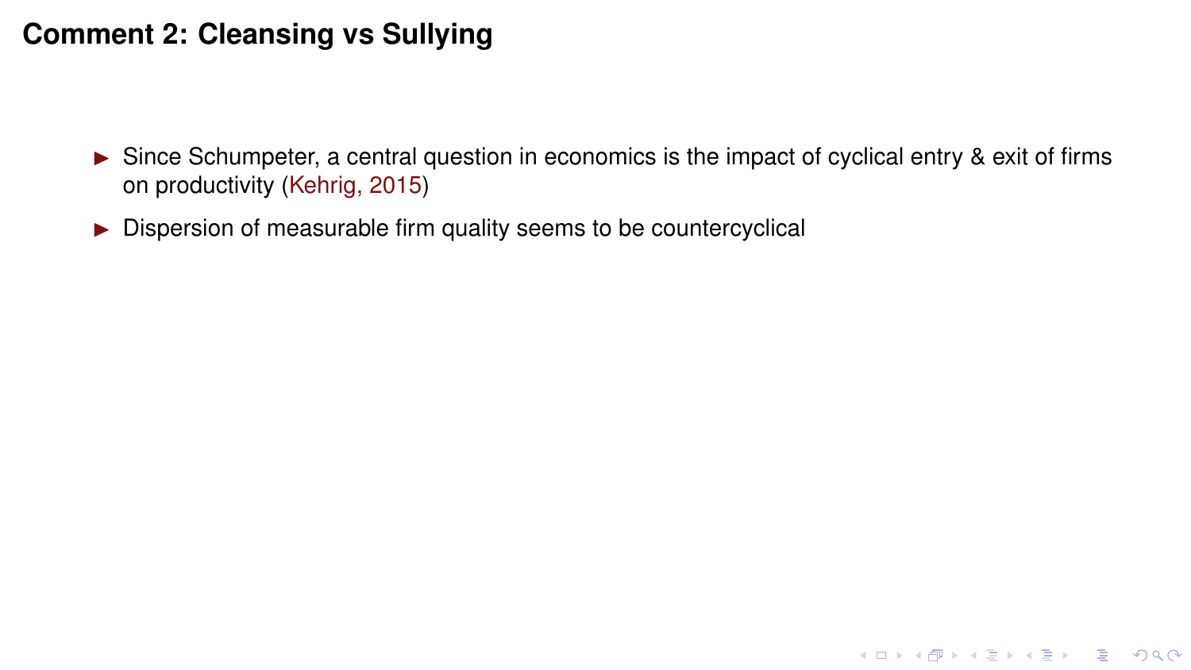# Comment 2: Cleansing vs Sullying

- Since Schumpeter, a central question in economics is the impact of cyclical entry & exit of firms on productivity (Kehrig, 2015)
- Dispersion of measurable firm quality seems to be countercyclical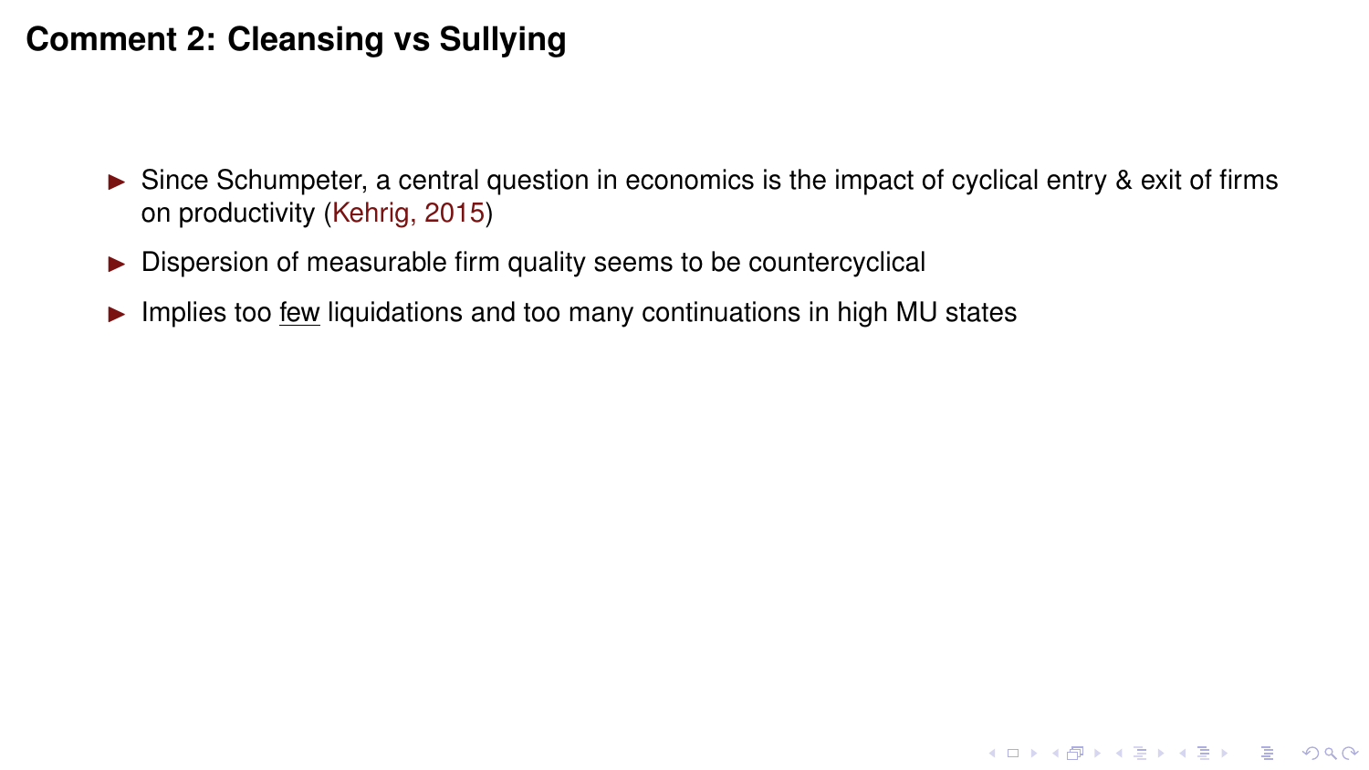# Comment 2: Cleansing vs Sullying

- Since Schumpeter, a central question in economics is the impact of cyclical entry & exit of firms on productivity (Kehrig, 2015)
- Dispersion of measurable firm quality seems to be countercyclical
- Implies too few liquidations and too many continuations in high MU states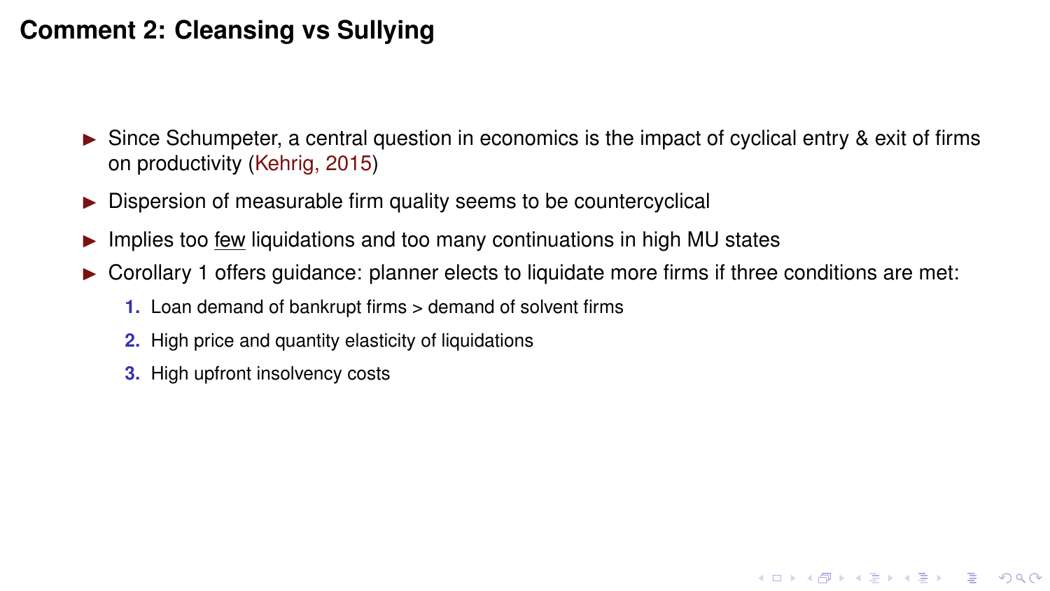# Comment 2: Cleansing vs Sullying

- Since Schumpeter, a central question in economics is the impact of cyclical entry & exit of firms on productivity (Kehrig, 2015)
- Dispersion of measurable firm quality seems to be countercyclical
- Implies too few liquidations and too many continuations in high MU states
- Corollary 1 offers guidance: planner elects to liquidate more firms if three conditions are met:
  1. Loan demand of bankrupt firms > demand of solvent firms
  2. High price and quantity elasticity of liquidations
  3. High upfront insolvency costs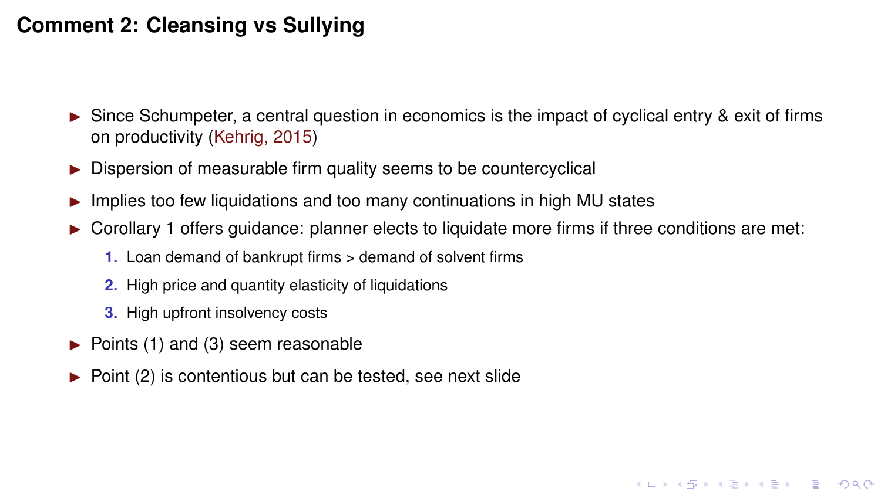# Comment 2: Cleansing vs Sullying

- Since Schumpeter, a central question in economics is the impact of cyclical entry & exit of firms on productivity (Kehrig, 2015)
- Dispersion of measurable firm quality seems to be countercyclical
- Implies too few liquidations and too many continuations in high MU states
- Corollary 1 offers guidance: planner elects to liquidate more firms if three conditions are met:
  1. Loan demand of bankrupt firms > demand of solvent firms
  2. High price and quantity elasticity of liquidations
  3. High upfront insolvency costs
- Points (1) and (3) seem reasonable
- Point (2) is contentious but can be tested, see next slide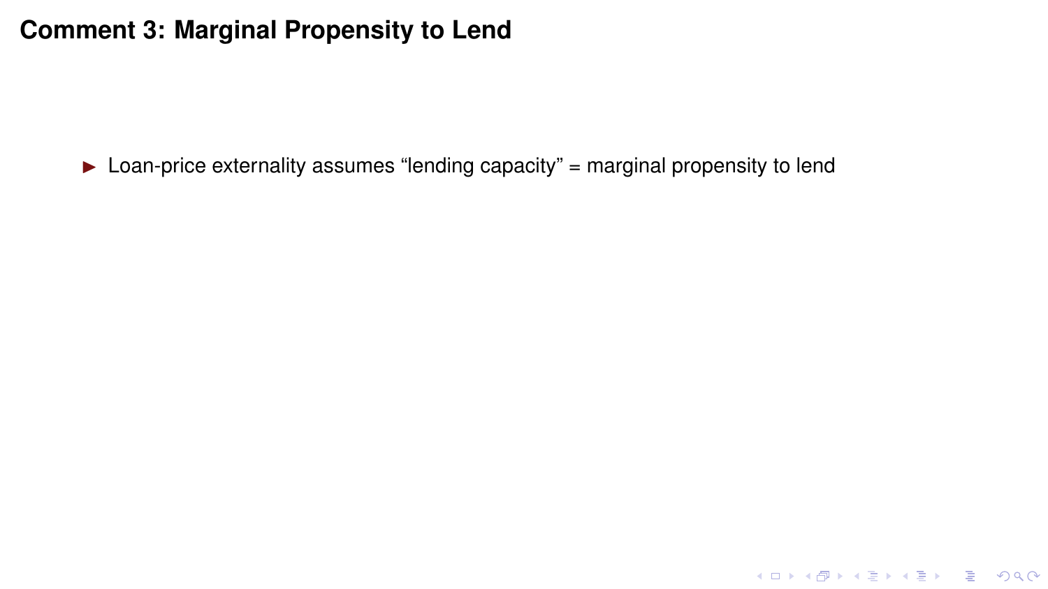# Comment 3: Marginal Propensity to Lend

- Loan-price externality assumes “lending capacity” = marginal propensity to lend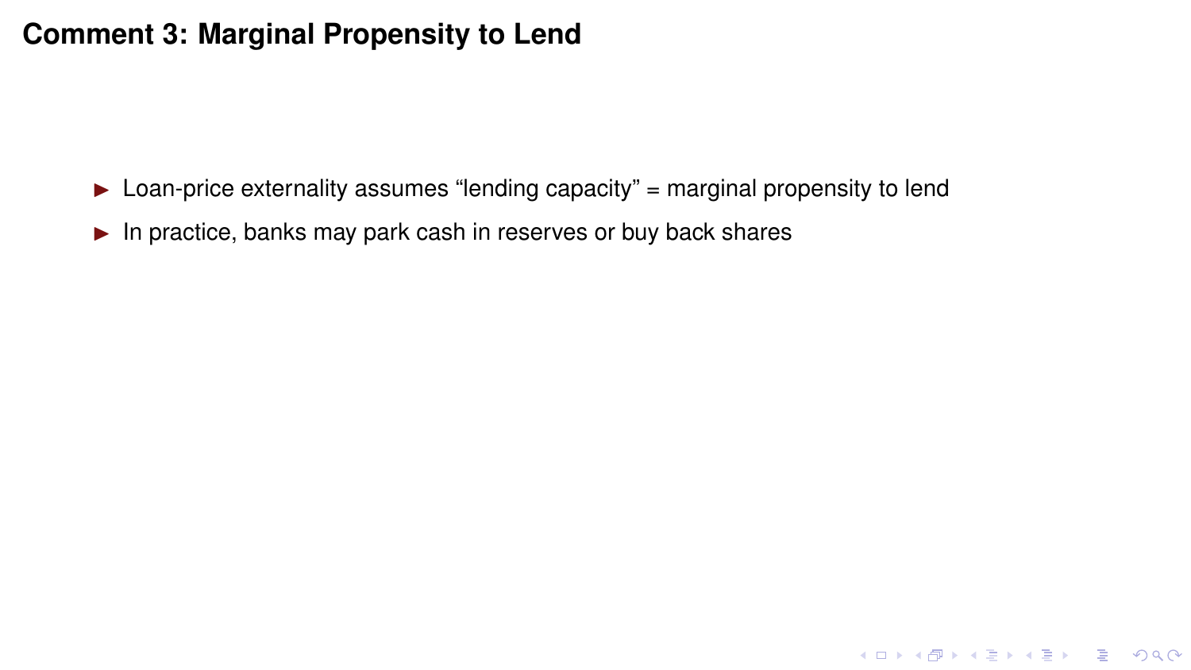# Comment 3: Marginal Propensity to Lend

- Loan-price externality assumes “lending capacity” = marginal propensity to lend
- In practice, banks may park cash in reserves or buy back shares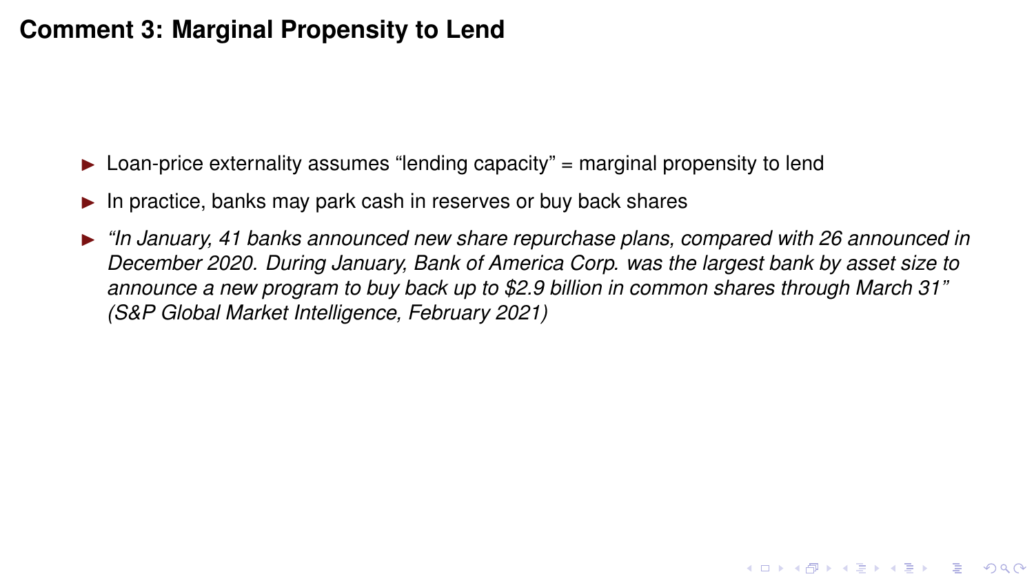# Comment 3: Marginal Propensity to Lend

- Loan-price externality assumes “lending capacity” = marginal propensity to lend
- In practice, banks may park cash in reserves or buy back shares
- *“In January, 41 banks announced new share repurchase plans, compared with 26 announced in December 2020. During January, Bank of America Corp. was the largest bank by asset size to announce a new program to buy back up to $2.9 billion in common shares through March 31” (S&P Global Market Intelligence, February 2021)*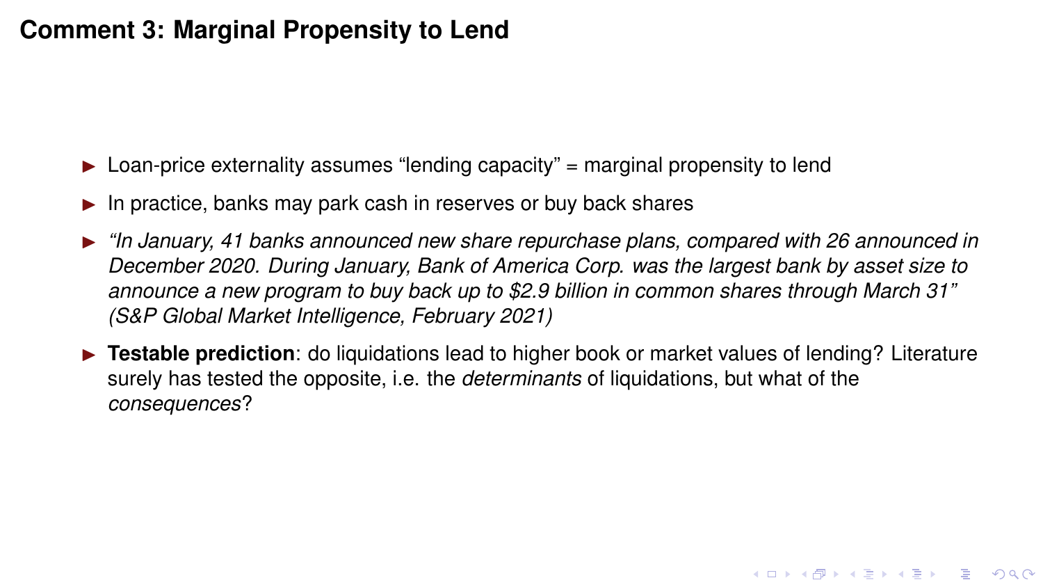# Comment 3: Marginal Propensity to Lend

- Loan-price externality assumes “lending capacity” = marginal propensity to lend
- In practice, banks may park cash in reserves or buy back shares
- *“In January, 41 banks announced new share repurchase plans, compared with 26 announced in December 2020. During January, Bank of America Corp. was the largest bank by asset size to announce a new program to buy back up to $2.9 billion in common shares through March 31” (S&P Global Market Intelligence, February 2021)*
- **Testable prediction**: do liquidations lead to higher book or market values of lending? Literature surely has tested the opposite, i.e. the *determinants* of liquidations, but what of the *consequences*?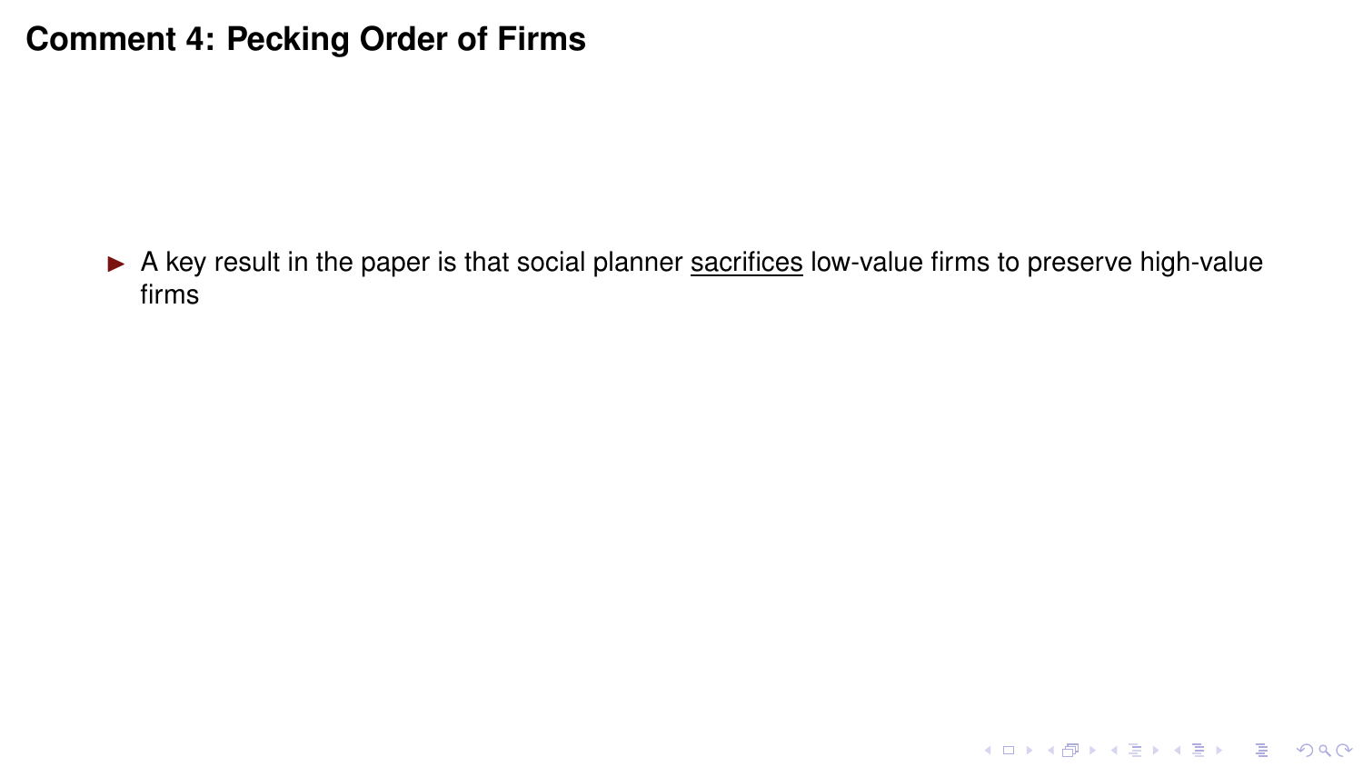# Comment 4: Pecking Order of Firms

- A key result in the paper is that social planner <u>sacrifices</u> low-value firms to preserve high-value firms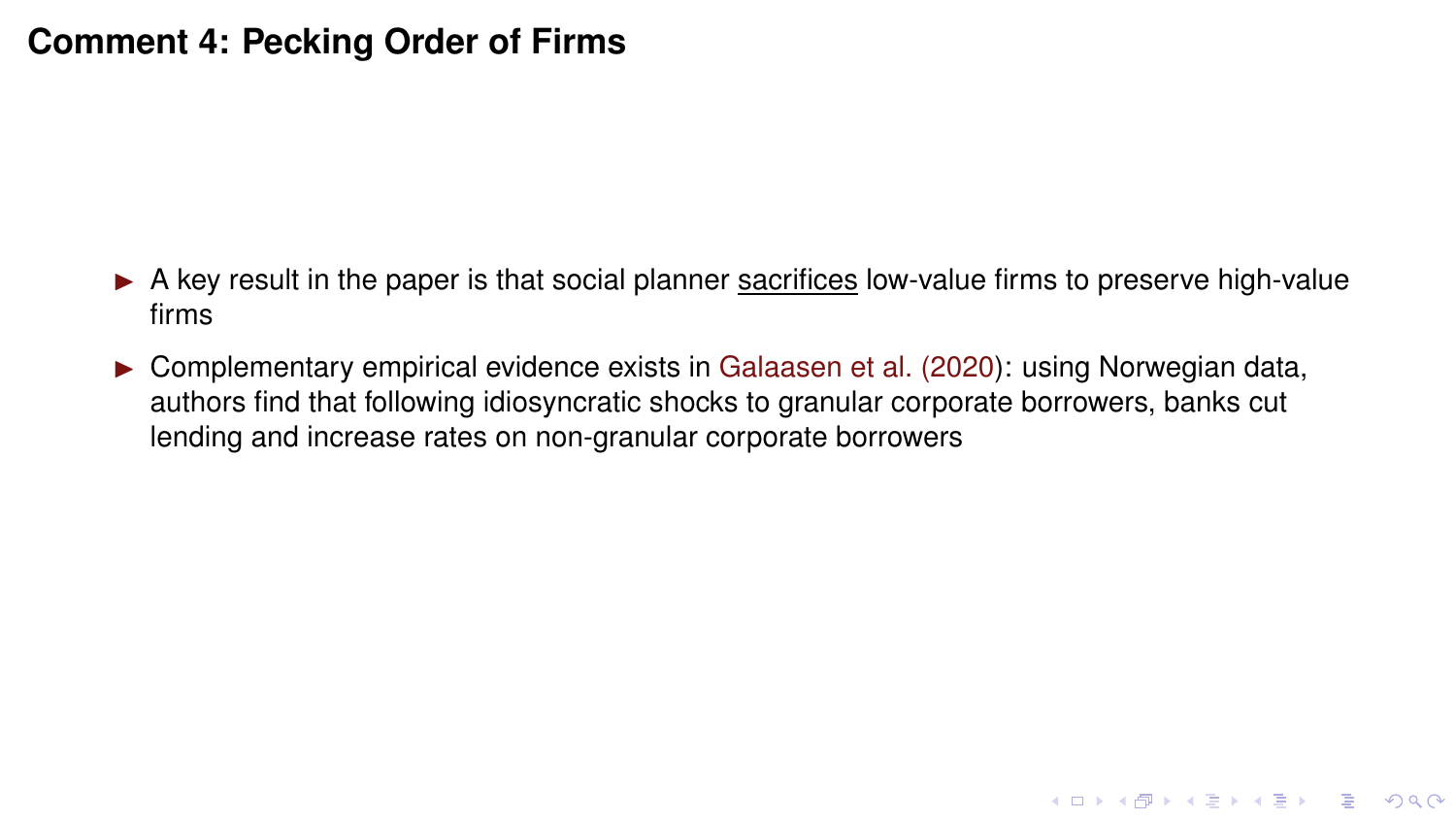# Comment 4: Pecking Order of Firms

- A key result in the paper is that social planner <u>sacrifices</u> low-value firms to preserve high-value firms
- Complementary empirical evidence exists in Galaasen et al. (2020): using Norwegian data, authors find that following idiosyncratic shocks to granular corporate borrowers, banks cut lending and increase rates on non-granular corporate borrowers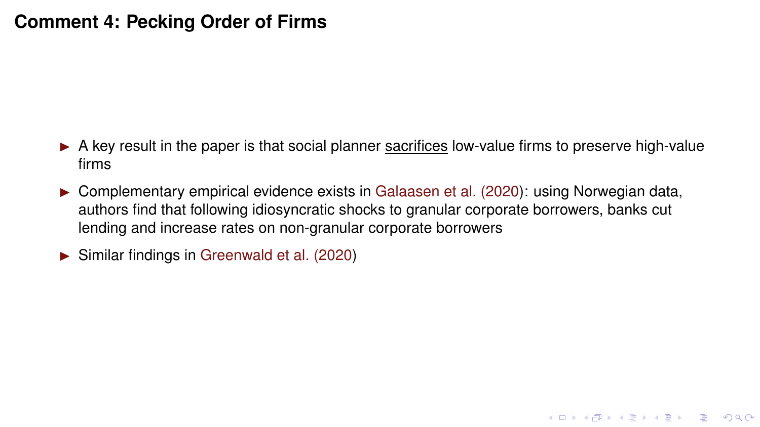# Comment 4: Pecking Order of Firms

- A key result in the paper is that social planner <u>sacrifices</u> low-value firms to preserve high-value firms
- Complementary empirical evidence exists in Galaasen et al. (2020): using Norwegian data, authors find that following idiosyncratic shocks to granular corporate borrowers, banks cut lending and increase rates on non-granular corporate borrowers
- Similar findings in Greenwald et al. (2020)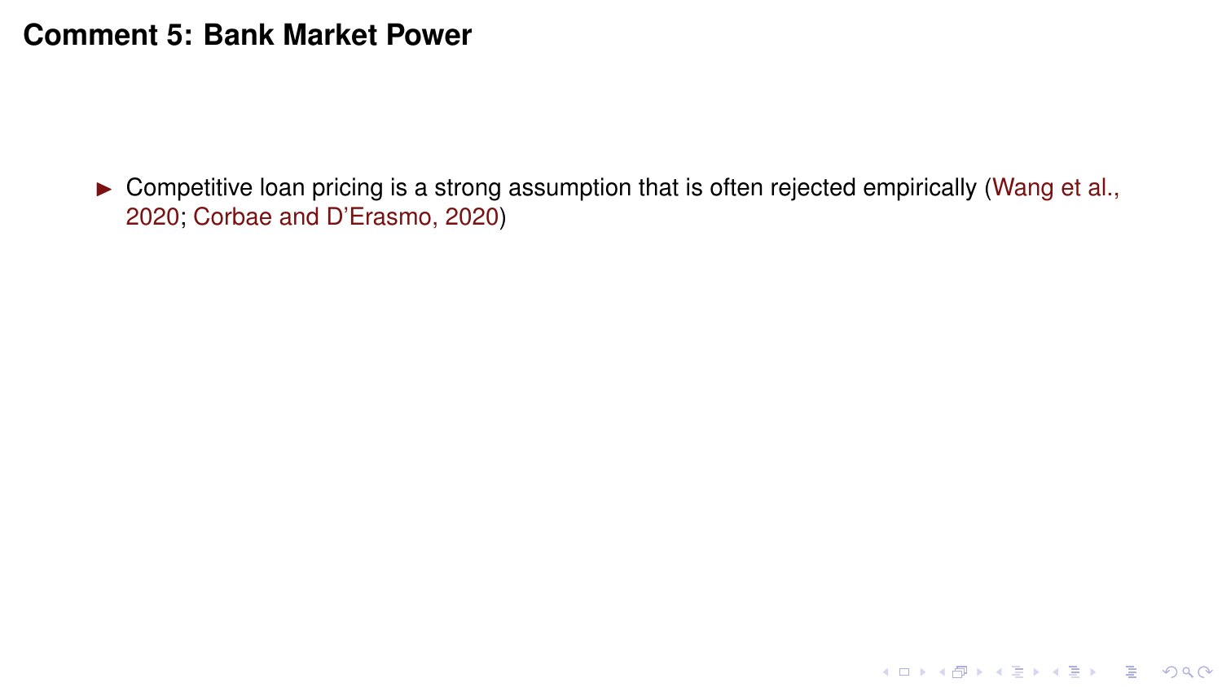# Comment 5: Bank Market Power

- Competitive loan pricing is a strong assumption that is often rejected empirically (Wang et al., 2020; Corbae and D'Erasmo, 2020)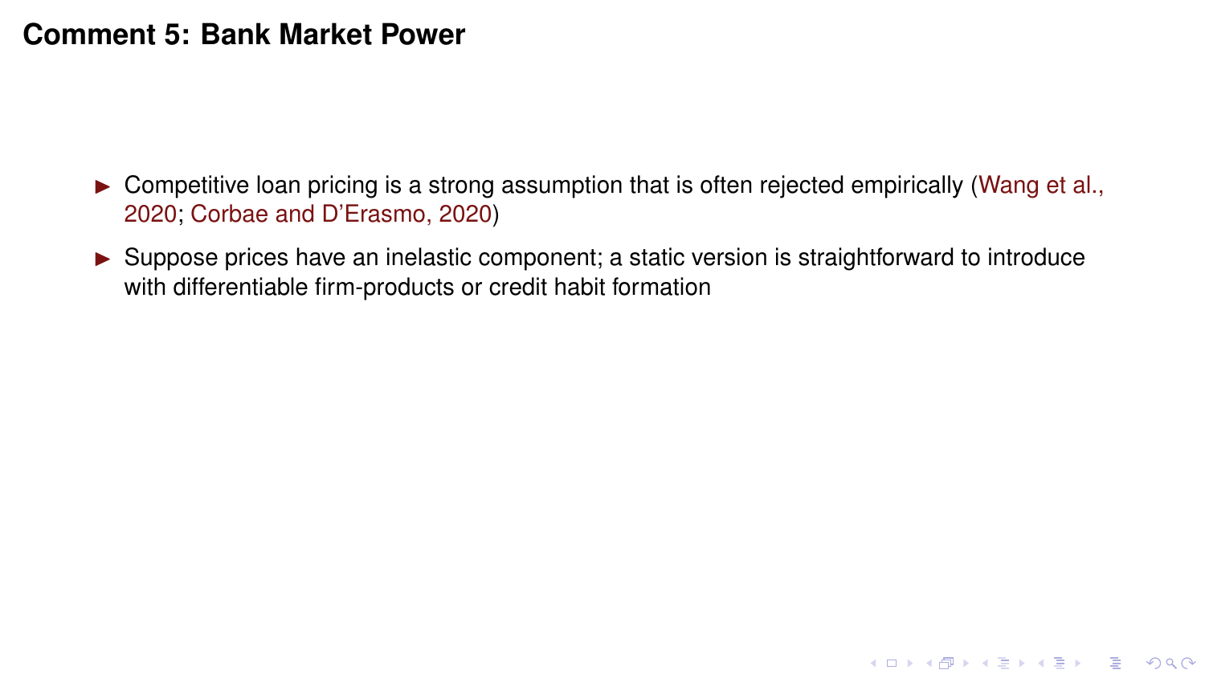# Comment 5: Bank Market Power

- Competitive loan pricing is a strong assumption that is often rejected empirically (Wang et al., 2020; Corbae and D'Erasmo, 2020)
- Suppose prices have an inelastic component; a static version is straightforward to introduce with differentiable firm-products or credit habit formation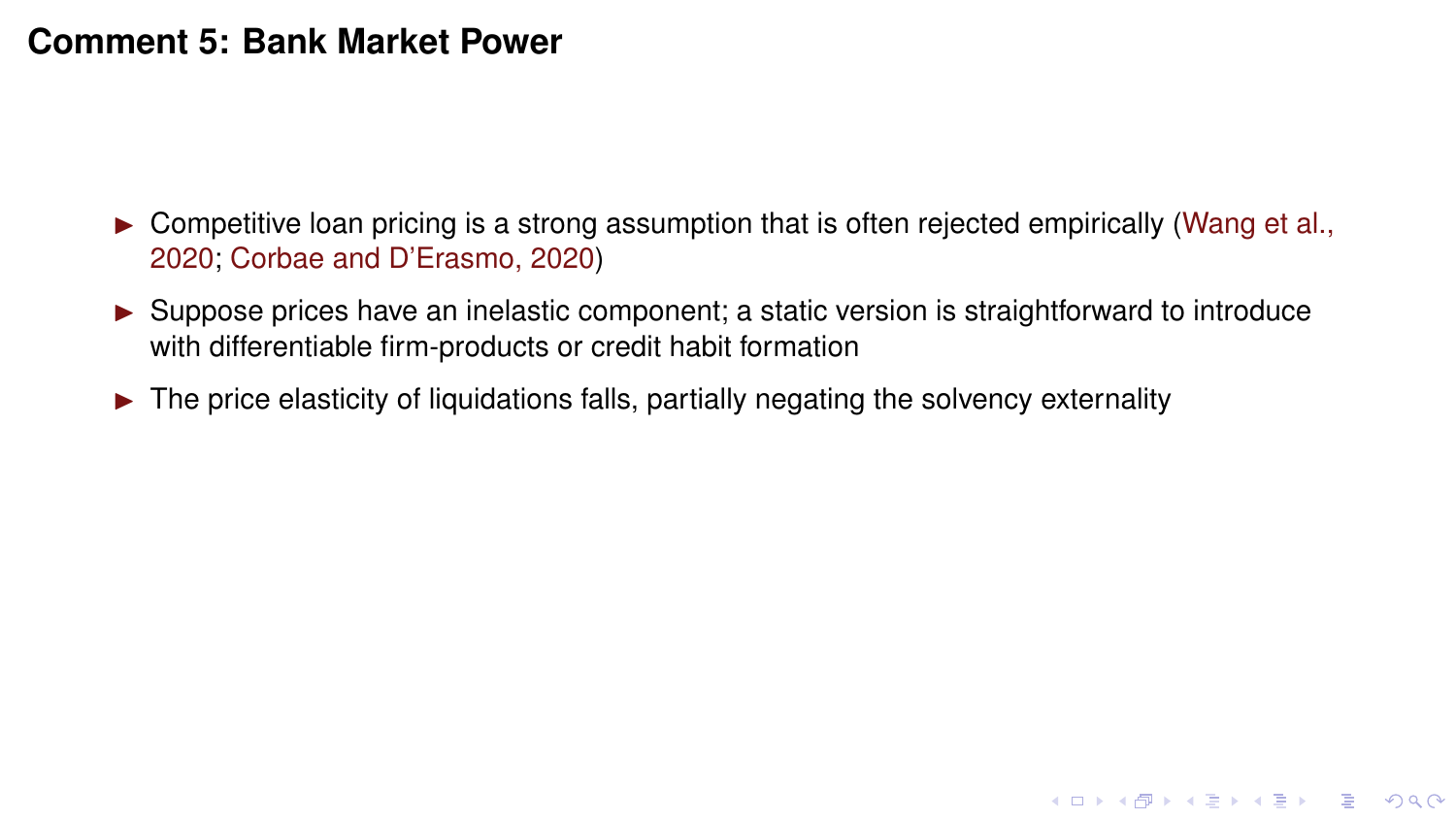# Comment 5: Bank Market Power

- Competitive loan pricing is a strong assumption that is often rejected empirically (Wang et al., 2020; Corbae and D'Erasmo, 2020)
- Suppose prices have an inelastic component; a static version is straightforward to introduce with differentiable firm-products or credit habit formation
- The price elasticity of liquidations falls, partially negating the solvency externality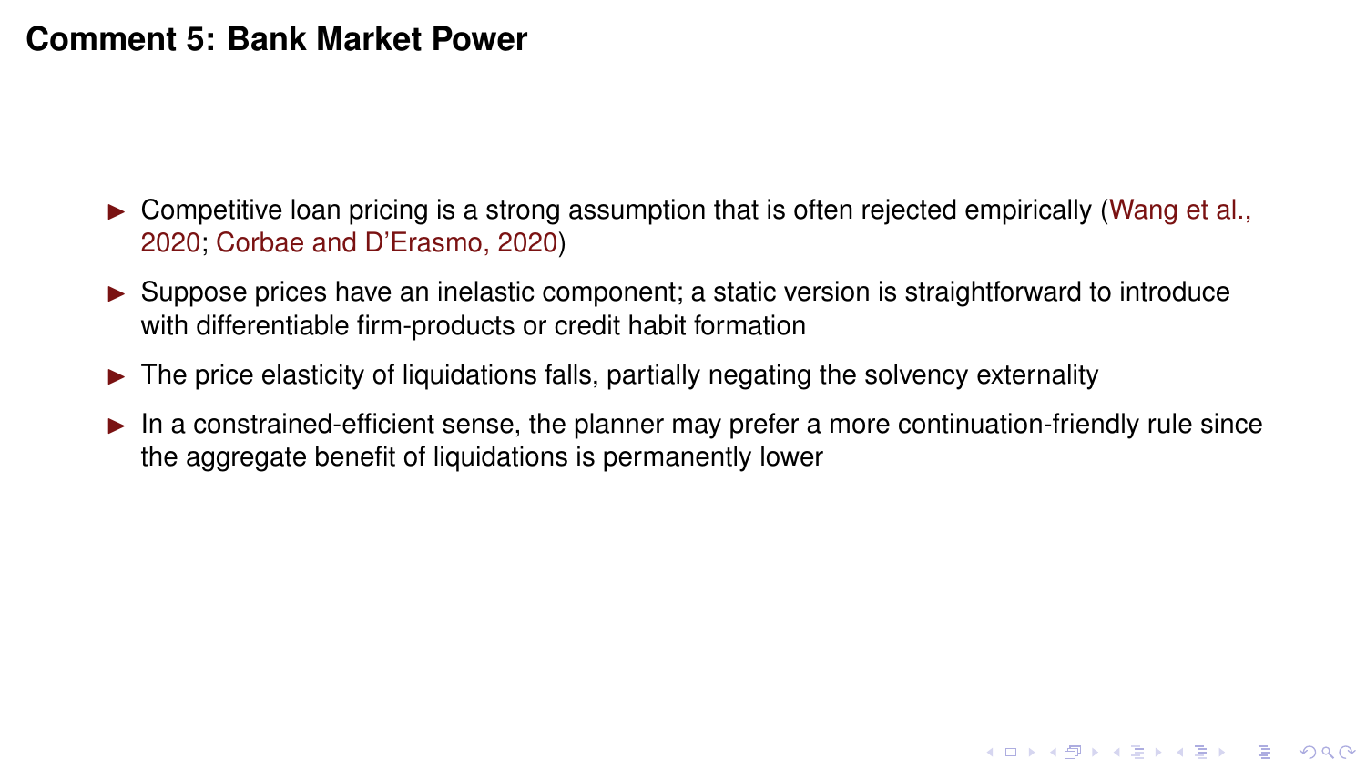# Comment 5: Bank Market Power

- Competitive loan pricing is a strong assumption that is often rejected empirically (Wang et al., 2020; Corbae and D'Erasmo, 2020)
- Suppose prices have an inelastic component; a static version is straightforward to introduce with differentiable firm-products or credit habit formation
- The price elasticity of liquidations falls, partially negating the solvency externality
- In a constrained-efficient sense, the planner may prefer a more continuation-friendly rule since the aggregate benefit of liquidations is permanently lower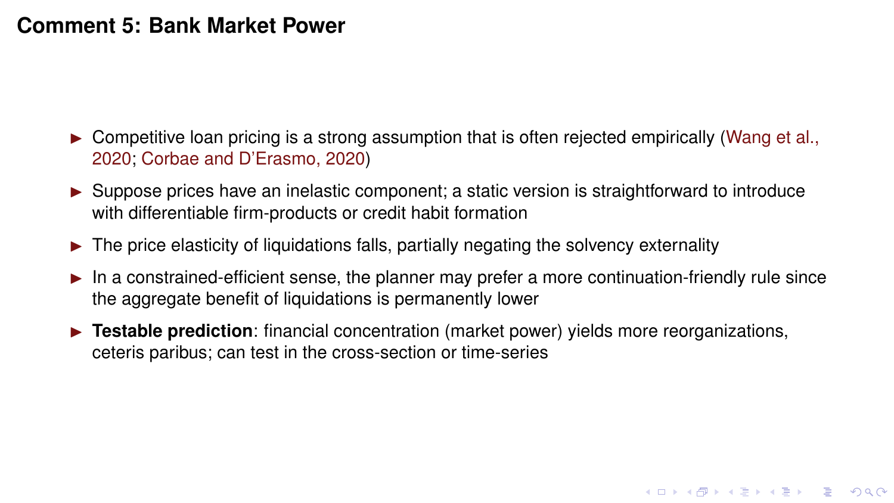# Comment 5: Bank Market Power

- Competitive loan pricing is a strong assumption that is often rejected empirically (Wang et al., 2020; Corbae and D'Erasmo, 2020)
- Suppose prices have an inelastic component; a static version is straightforward to introduce with differentiable firm-products or credit habit formation
- The price elasticity of liquidations falls, partially negating the solvency externality
- In a constrained-efficient sense, the planner may prefer a more continuation-friendly rule since the aggregate benefit of liquidations is permanently lower
- **Testable prediction**: financial concentration (market power) yields more reorganizations, ceteris paribus; can test in the cross-section or time-series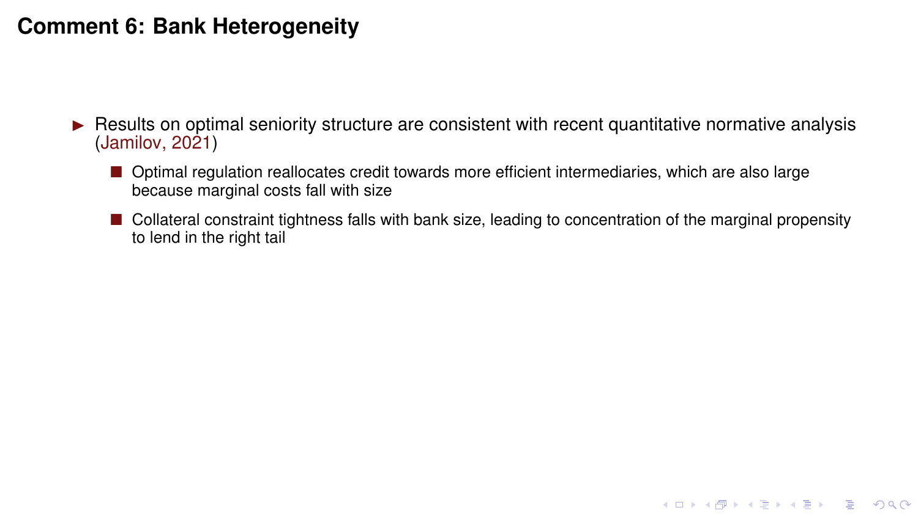# Comment 6: Bank Heterogeneity

- Results on optimal seniority structure are consistent with recent quantitative normative analysis (Jamilov, 2021)
  - Optimal regulation reallocates credit towards more efficient intermediaries, which are also large because marginal costs fall with size
  - Collateral constraint tightness falls with bank size, leading to concentration of the marginal propensity to lend in the right tail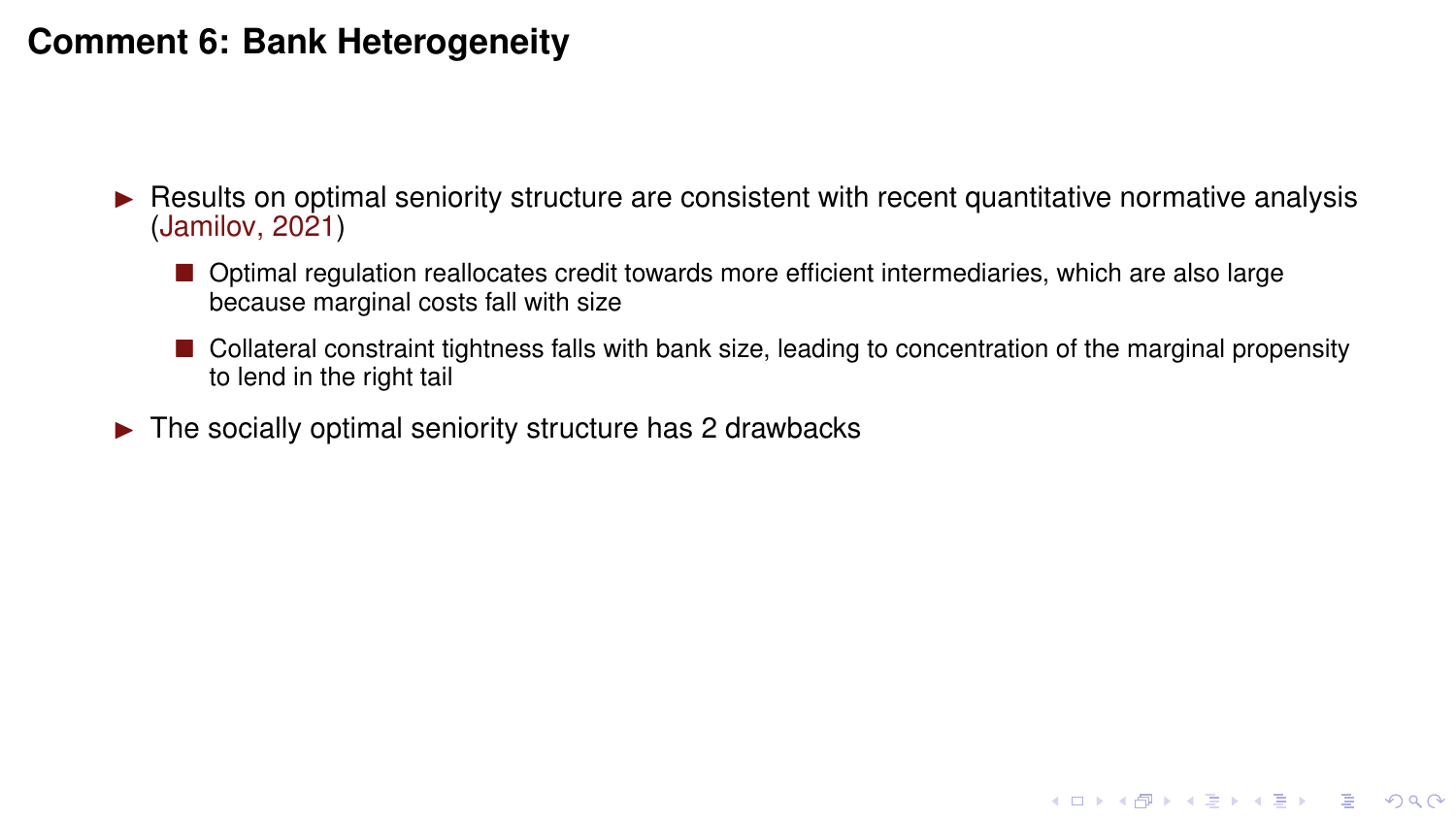# Comment 6: Bank Heterogeneity

- Results on optimal seniority structure are consistent with recent quantitative normative analysis (Jamilov, 2021)
  - Optimal regulation reallocates credit towards more efficient intermediaries, which are also large because marginal costs fall with size
  - Collateral constraint tightness falls with bank size, leading to concentration of the marginal propensity to lend in the right tail
- The socially optimal seniority structure has 2 drawbacks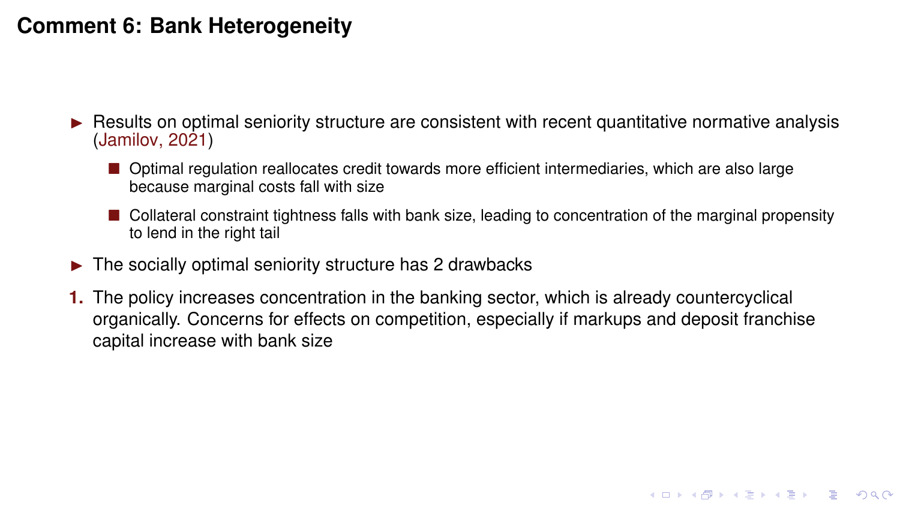# Comment 6: Bank Heterogeneity

- Results on optimal seniority structure are consistent with recent quantitative normative analysis (Jamilov, 2021)
  - Optimal regulation reallocates credit towards more efficient intermediaries, which are also large because marginal costs fall with size
  - Collateral constraint tightness falls with bank size, leading to concentration of the marginal propensity to lend in the right tail
- The socially optimal seniority structure has 2 drawbacks

1. The policy increases concentration in the banking sector, which is already countercyclical organically. Concerns for effects on competition, especially if markups and deposit franchise capital increase with bank size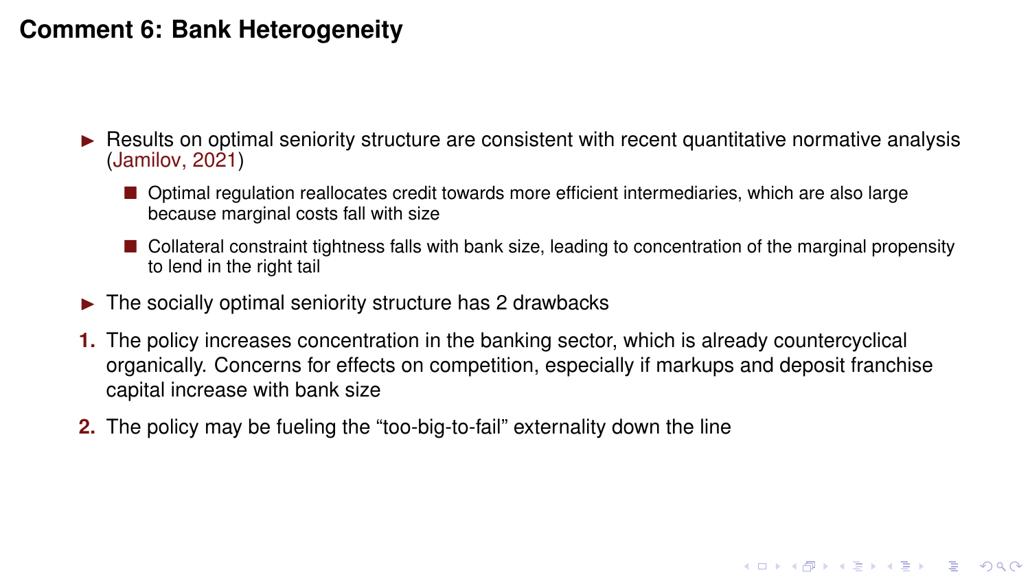# Comment 6: Bank Heterogeneity

- Results on optimal seniority structure are consistent with recent quantitative normative analysis (Jamilov, 2021)
  - Optimal regulation reallocates credit towards more efficient intermediaries, which are also large because marginal costs fall with size
  - Collateral constraint tightness falls with bank size, leading to concentration of the marginal propensity to lend in the right tail
- The socially optimal seniority structure has 2 drawbacks

1. The policy increases concentration in the banking sector, which is already countercyclical organically. Concerns for effects on competition, especially if markups and deposit franchise capital increase with bank size
2. The policy may be fueling the “too-big-to-fail” externality down the line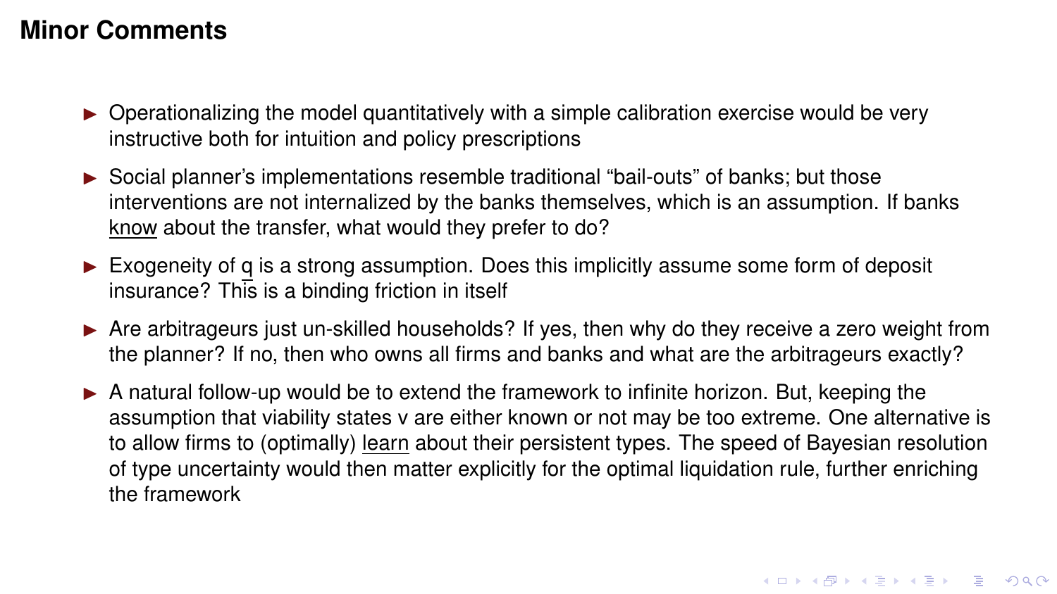## Minor Comments

- Operationalizing the model quantitatively with a simple calibration exercise would be very instructive both for intuition and policy prescriptions
- Social planner's implementations resemble traditional "bail-outs" of banks; but those interventions are not internalized by the banks themselves, which is an assumption. If banks <u>know</u> about the transfer, what would they prefer to do?
- Exogeneity of $\underline{q}$ is a strong assumption. Does this implicitly assume some form of deposit insurance? This is a binding friction in itself
- Are arbitrageurs just un-skilled households? If yes, then why do they receive a zero weight from the planner? If no, then who owns all firms and banks and what are the arbitrageurs exactly?
- A natural follow-up would be to extend the framework to infinite horizon. But, keeping the assumption that viability states v are either known or not may be too extreme. One alternative is to allow firms to (optimally) <u>learn</u> about their persistent types. The speed of Bayesian resolution of type uncertainty would then matter explicitly for the optimal liquidation rule, further enriching the framework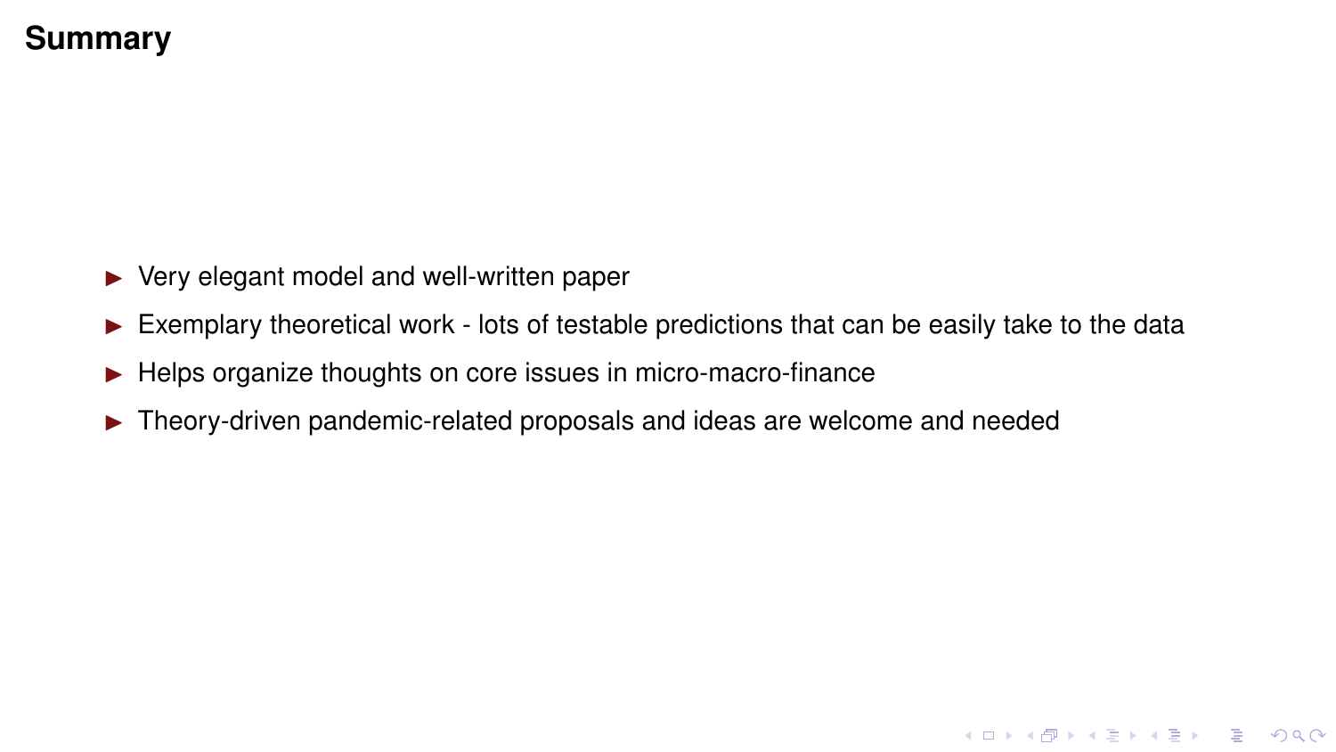# Summary

- Very elegant model and well-written paper
- Exemplary theoretical work - lots of testable predictions that can be easily take to the data
- Helps organize thoughts on core issues in micro-macro-finance
- Theory-driven pandemic-related proposals and ideas are welcome and needed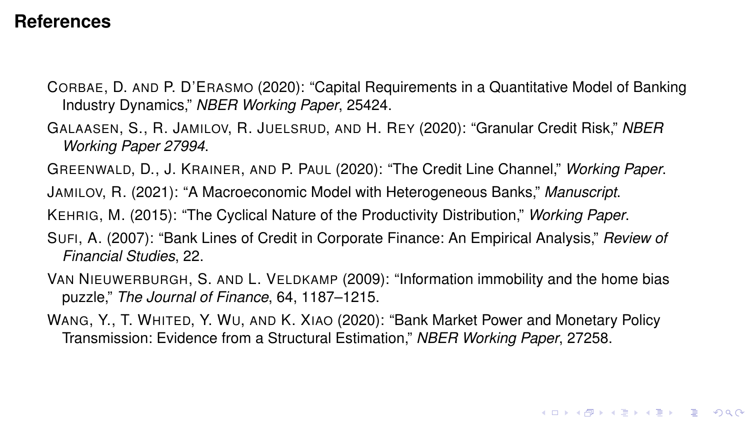# References

CORBAE, D. AND P. D'ERASMO (2020): "Capital Requirements in a Quantitative Model of Banking Industry Dynamics," *NBER Working Paper*, 25424.

GALAASEN, S., R. JAMILOV, R. JUELSRUD, AND H. REY (2020): "Granular Credit Risk," *NBER Working Paper 27994*.

GREENWALD, D., J. KRAINER, AND P. PAUL (2020): "The Credit Line Channel," *Working Paper*.

JAMILOV, R. (2021): "A Macroeconomic Model with Heterogeneous Banks," *Manuscript*.

KEHRIG, M. (2015): "The Cyclical Nature of the Productivity Distribution," *Working Paper*.

SUFI, A. (2007): "Bank Lines of Credit in Corporate Finance: An Empirical Analysis," *Review of Financial Studies*, 22.

VAN NIEUWERBURGH, S. AND L. VELDKAMP (2009): "Information immobility and the home bias puzzle," *The Journal of Finance*, 64, 1187–1215.

WANG, Y., T. WHITED, Y. WU, AND K. XIAO (2020): "Bank Market Power and Monetary Policy Transmission: Evidence from a Structural Estimation," *NBER Working Paper*, 27258.